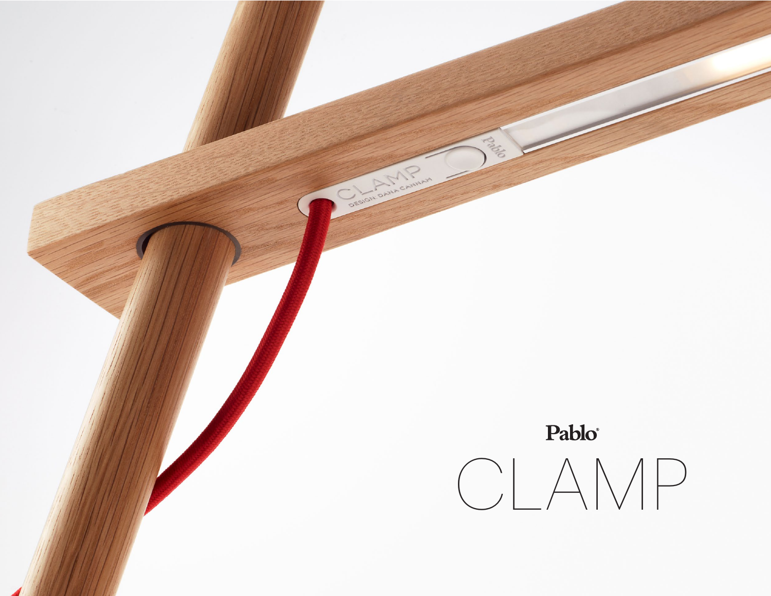Pablo®

# CLAMP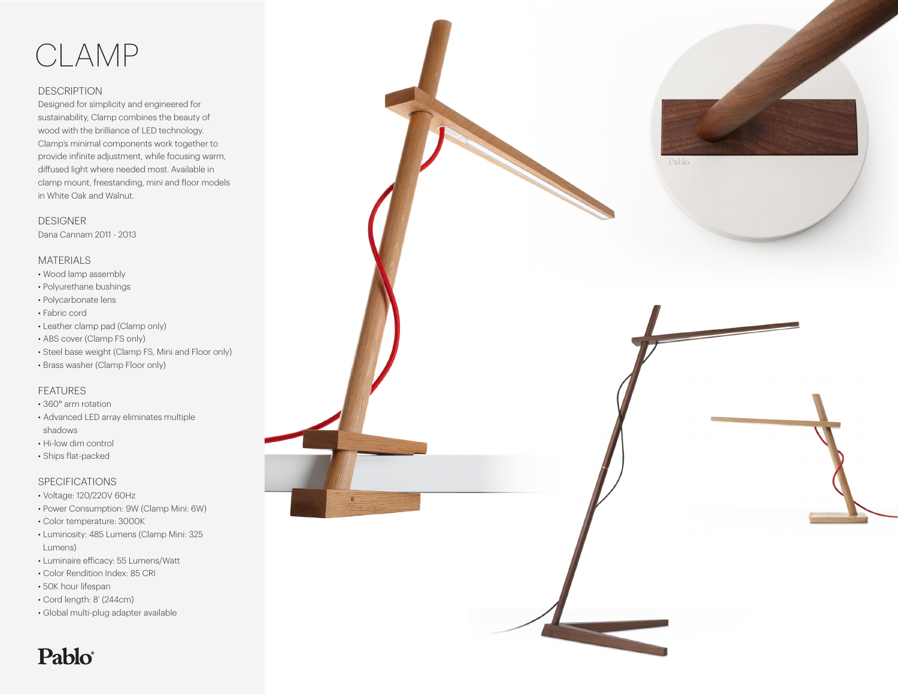# CLAMP

## DESCRIPTION

Designed for simplicity and engineered for sustainability, Clamp combines the beauty of wood with the brilliance of LED technology. Clamp's minimal components work together to provide infinite adjustment, while focusing warm, diffused light where needed most. Available in clamp mount, freestanding, mini and floor models in White Oak and Walnut.

## DESIGNER

Dana Cannam 2011 - 2013

## MATERIALS

- Wood lamp assembly
- Polyurethane bushings
- Polycarbonate lens
- Fabric cord
- Leather clamp pad (Clamp only)
- ABS cover (Clamp FS only)
- Steel base weight (Clamp FS, Mini and Floor only)
- Brass washer (Clamp Floor only)

## FEATURES

- 360° arm rotation
- Advanced LED array eliminates multiple shadows
- Hi-low dim control
- Ships flat-packed

## SPECIFICATIONS

- Voltage: 120/220V 60Hz
- Power Consumption: 9W (Clamp Mini: 6W)
- Color temperature: 3000K
- Luminosity: 485 Lumens (Clamp Mini: 325 Lumens)
- Luminaire efficacy: 55 Lumens/Watt
- Color Rendition Index: 85 CRI
- 50K hour lifespan
- Cord length: 8' (244cm)
- Global multi-plug adapter available

Pablo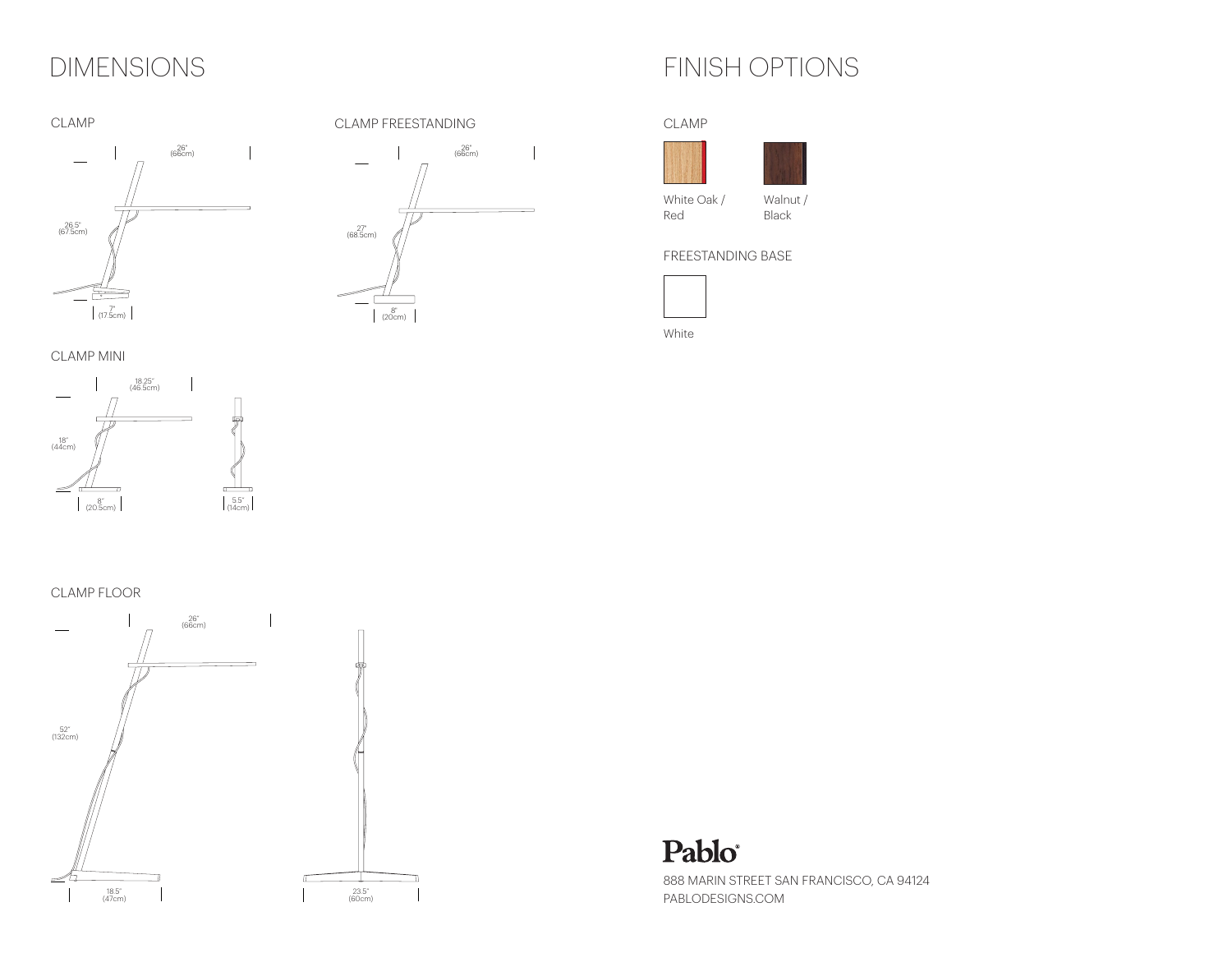# DIMENSIONS

## CLAMP

26"
(66cm)

26.5"
(67.5cm)

7"
(17.5cm)

## CLAMP FREESTANDING

26"
(66cm)

27"
(68.5cm)

8"
(20cm)

## CLAMP MINI

18.25"
(46.5cm)

18"
(44cm)

8"
(20.5cm)

5.5"
(14cm)

## CLAMP FLOOR

26"
(66cm)

52"
(132cm)

18.5"
(47cm)

23.5"
(60cm)

# FINISH OPTIONS

## CLAMP

White Oak / Red

Walnut / Black

## FREESTANDING BASE

White

Pablo

888 MARIN STREET SAN FRANCISCO, CA 94124
PABLODESIGNS.COM